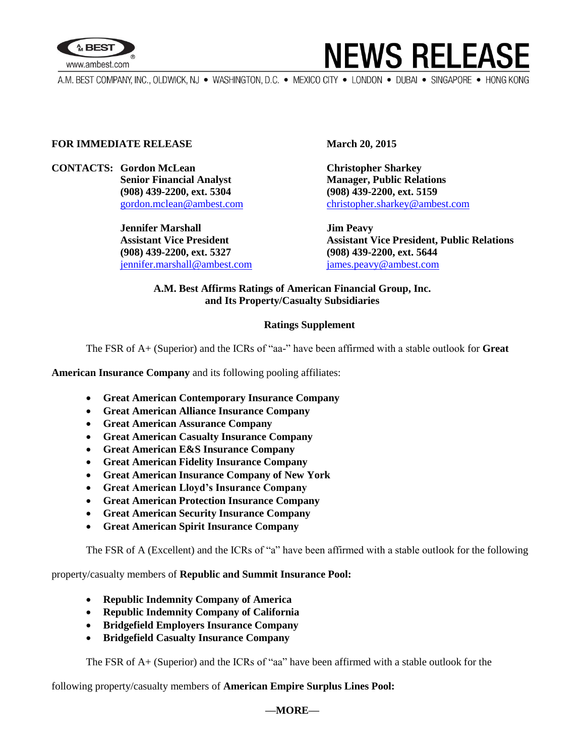# NEWS RELEASE

A.M. BEST COMPANY, INC., OLDWICK, NJ • WASHINGTON, D.C. • MEXICO CITY • LONDON • DUBAI • SINGAPORE • HONG KONG

**FOR IMMEDIATE RELEASE** **March 20, 2015**

**CONTACTS:**

**Gordon McLean**
**Senior Financial Analyst**
**(908) 439-2200, ext. 5304**
gordon.mclean@ambest.com

**Christopher Sharkey**
**Manager, Public Relations**
**(908) 439-2200, ext. 5159**
christopher.sharkey@ambest.com

**Jennifer Marshall**
**Assistant Vice President**
**(908) 439-2200, ext. 5327**
jennifer.marshall@ambest.com

**Jim Peavy**
**Assistant Vice President, Public Relations**
**(908) 439-2200, ext. 5644**
james.peavy@ambest.com

## A.M. Best Affirms Ratings of American Financial Group, Inc. and Its Property/Casualty Subsidiaries

### Ratings Supplement

The FSR of A+ (Superior) and the ICRs of "aa-" have been affirmed with a stable outlook for **Great American Insurance Company** and its following pooling affiliates:

- **Great American Contemporary Insurance Company**
- **Great American Alliance Insurance Company**
- **Great American Assurance Company**
- **Great American Casualty Insurance Company**
- **Great American E&S Insurance Company**
- **Great American Fidelity Insurance Company**
- **Great American Insurance Company of New York**
- **Great American Lloyd's Insurance Company**
- **Great American Protection Insurance Company**
- **Great American Security Insurance Company**
- **Great American Spirit Insurance Company**

The FSR of A (Excellent) and the ICRs of "a" have been affirmed with a stable outlook for the following property/casualty members of **Republic and Summit Insurance Pool:**

- **Republic Indemnity Company of America**
- **Republic Indemnity Company of California**
- **Bridgefield Employers Insurance Company**
- **Bridgefield Casualty Insurance Company**

The FSR of A+ (Superior) and the ICRs of "aa" have been affirmed with a stable outlook for the following property/casualty members of **American Empire Surplus Lines Pool:**

**—MORE—**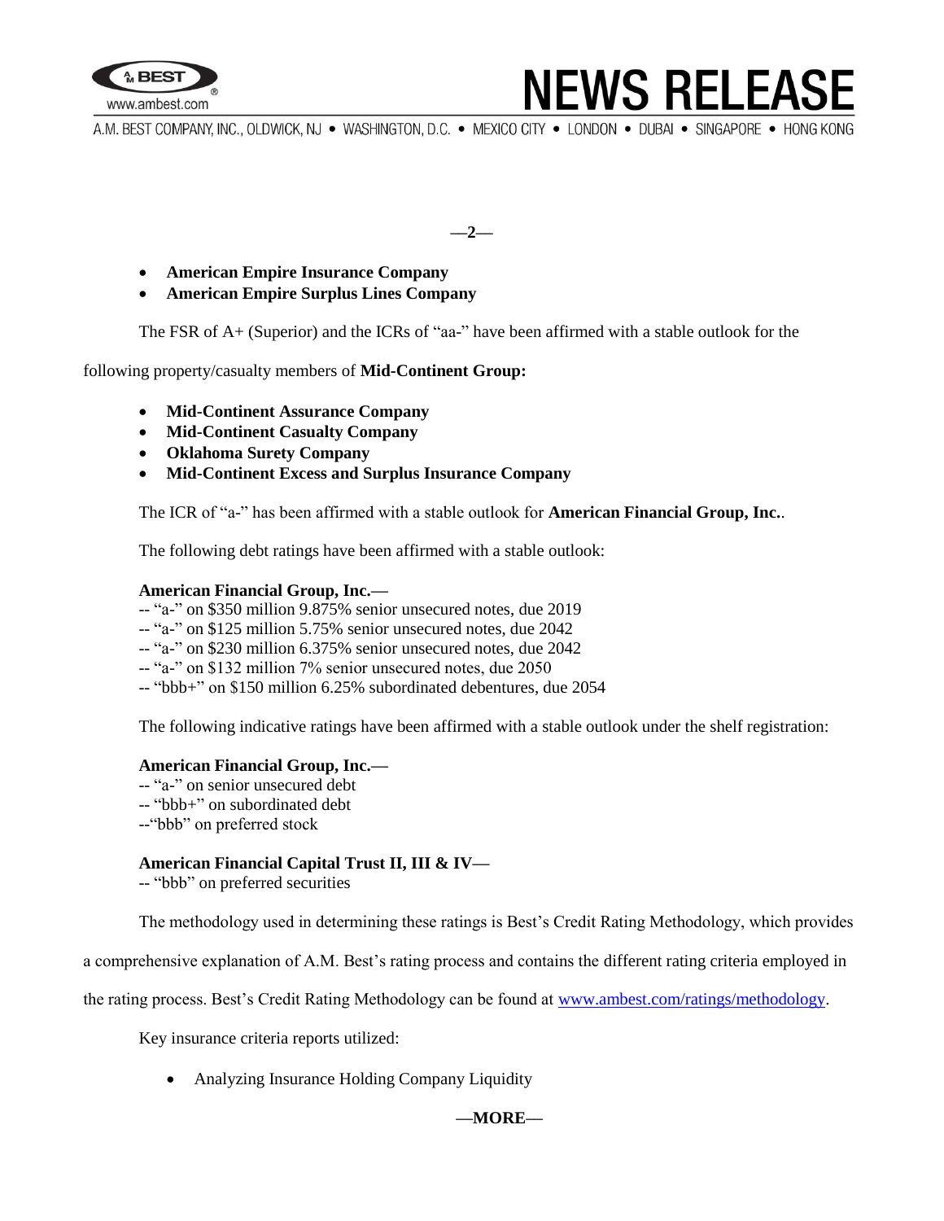- **American Empire Insurance Company**
- **American Empire Surplus Lines Company**

The FSR of A+ (Superior) and the ICRs of "aa-" have been affirmed with a stable outlook for the following property/casualty members of **Mid-Continent Group:**

- **Mid-Continent Assurance Company**
- **Mid-Continent Casualty Company**
- **Oklahoma Surety Company**
- **Mid-Continent Excess and Surplus Insurance Company**

The ICR of "a-" has been affirmed with a stable outlook for **American Financial Group, Inc.**.

The following debt ratings have been affirmed with a stable outlook:

**American Financial Group, Inc.—**
-- "a-" on $350 million 9.875% senior unsecured notes, due 2019
-- "a-" on $125 million 5.75% senior unsecured notes, due 2042
-- "a-" on $230 million 6.375% senior unsecured notes, due 2042
-- "a-" on $132 million 7% senior unsecured notes, due 2050
-- "bbb+" on $150 million 6.25% subordinated debentures, due 2054

The following indicative ratings have been affirmed with a stable outlook under the shelf registration:

**American Financial Group, Inc.—**
-- "a-" on senior unsecured debt
-- "bbb+" on subordinated debt
--"bbb" on preferred stock

**American Financial Capital Trust II, III & IV—**
-- "bbb" on preferred securities

The methodology used in determining these ratings is Best's Credit Rating Methodology, which provides a comprehensive explanation of A.M. Best's rating process and contains the different rating criteria employed in the rating process. Best's Credit Rating Methodology can be found at www.ambest.com/ratings/methodology.

Key insurance criteria reports utilized:

- Analyzing Insurance Holding Company Liquidity

—MORE—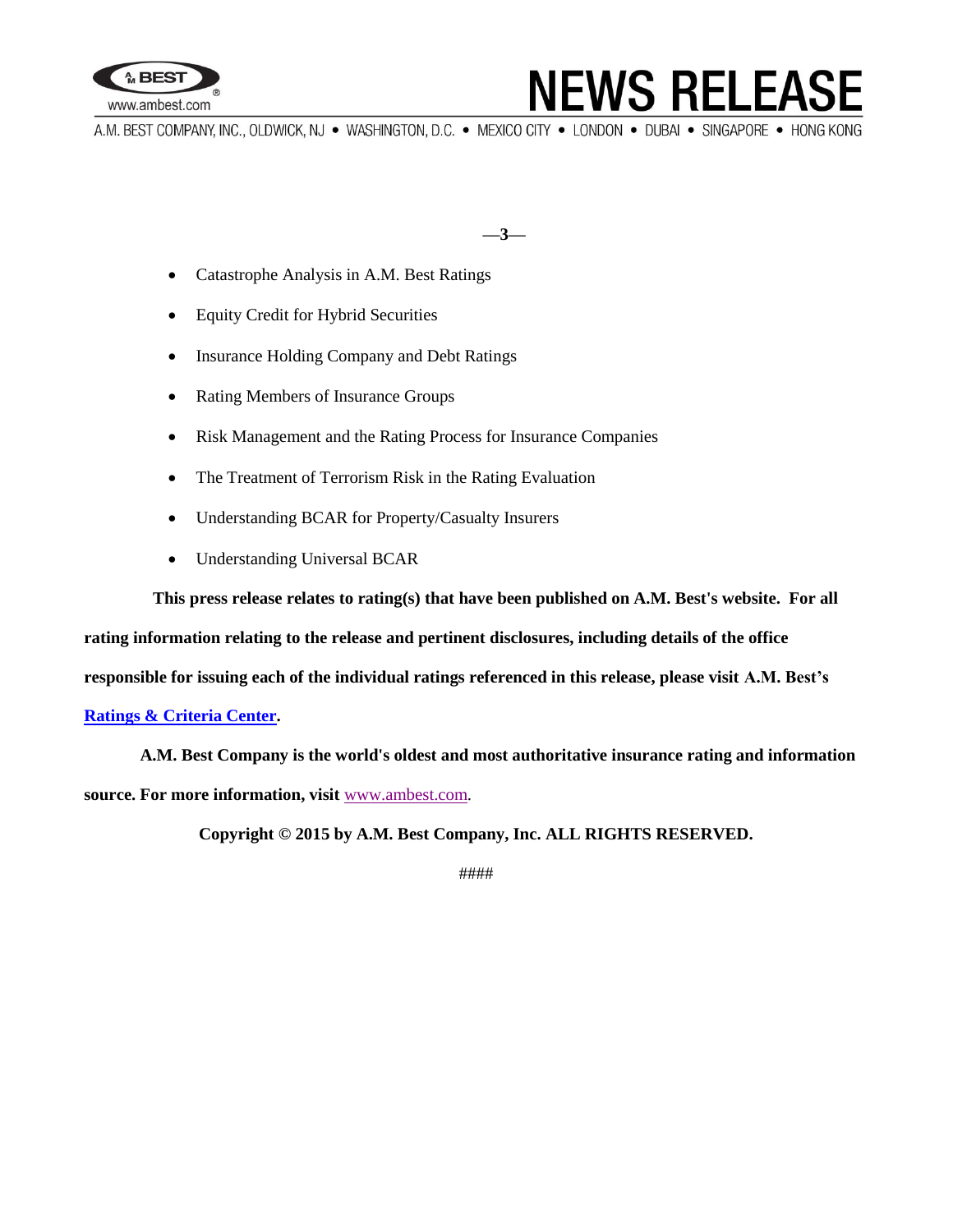- Catastrophe Analysis in A.M. Best Ratings
- Equity Credit for Hybrid Securities
- Insurance Holding Company and Debt Ratings
- Rating Members of Insurance Groups
- Risk Management and the Rating Process for Insurance Companies
- The Treatment of Terrorism Risk in the Rating Evaluation
- Understanding BCAR for Property/Casualty Insurers
- Understanding Universal BCAR

**This press release relates to rating(s) that have been published on A.M. Best's website. For all rating information relating to the release and pertinent disclosures, including details of the office responsible for issuing each of the individual ratings referenced in this release, please visit A.M. Best's [Ratings & Criteria Center](#).**

**A.M. Best Company is the world's oldest and most authoritative insurance rating and information source. For more information, visit** www.ambest.com.

**Copyright © 2015 by A.M. Best Company, Inc. ALL RIGHTS RESERVED.**

####